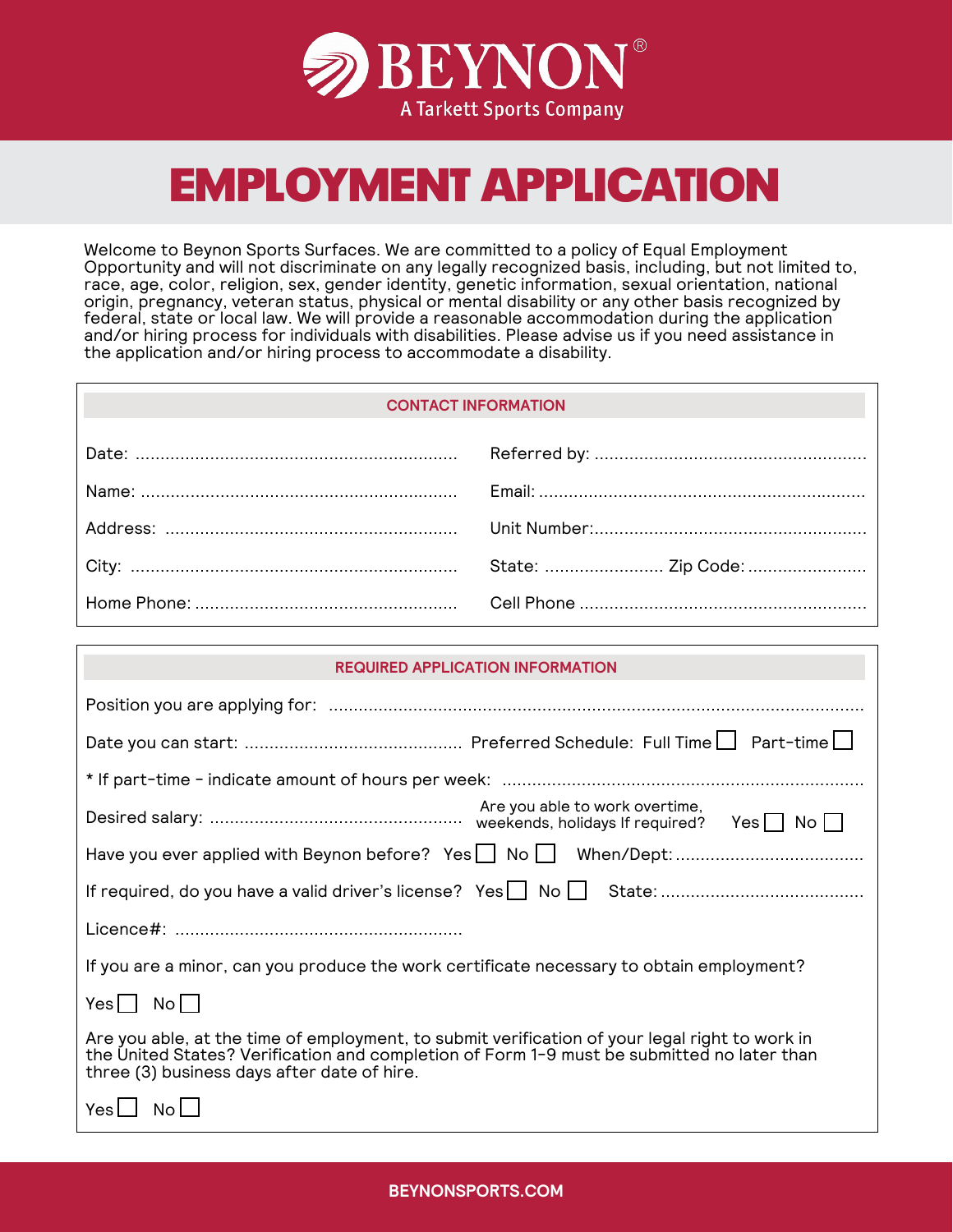**BEYNON**®
A Tarkett Sports Company

# EMPLOYMENT APPLICATION

Welcome to Beynon Sports Surfaces. We are committed to a policy of Equal Employment Opportunity and will not discriminate on any legally recognized basis, including, but not limited to, race, age, color, religion, sex, gender identity, genetic information, sexual orientation, national origin, pregnancy, veteran status, physical or mental disability or any other basis recognized by federal, state or local law. We will provide a reasonable accommodation during the application and/or hiring process for individuals with disabilities. Please advise us if you need assistance in the application and/or hiring process to accommodate a disability.

## CONTACT INFORMATION

Date: ..................................................................

Referred by: ......................................................

Name: ................................................................

Email: .................................................................

Address: ...........................................................

Unit Number:......................................................

City: ..................................................................

State: ........................ Zip Code: ........................

Home Phone: .....................................................

Cell Phone .........................................................

## REQUIRED APPLICATION INFORMATION

Position you are applying for: ...........................................................................................................

Date you can start: ........................................... Preferred Schedule: Full Time ☐ Part-time ☐

* If part-time - indicate amount of hours per week: ........................................................................

Desired salary: .................................................. Are you able to work overtime, weekends, holidays If required? Yes ☐ No ☐

Have you ever applied with Beynon before? Yes ☐ No ☐ When/Dept: .....................................

If required, do you have a valid driver's license? Yes ☐ No ☐ State: ........................................

Licence#: .........................................................

If you are a minor, can you produce the work certificate necessary to obtain employment?

Yes ☐ No ☐

Are you able, at the time of employment, to submit verification of your legal right to work in the United States? Verification and completion of Form 1-9 must be submitted no later than three (3) business days after date of hire.

Yes ☐ No ☐

BEYNONSPORTS.COM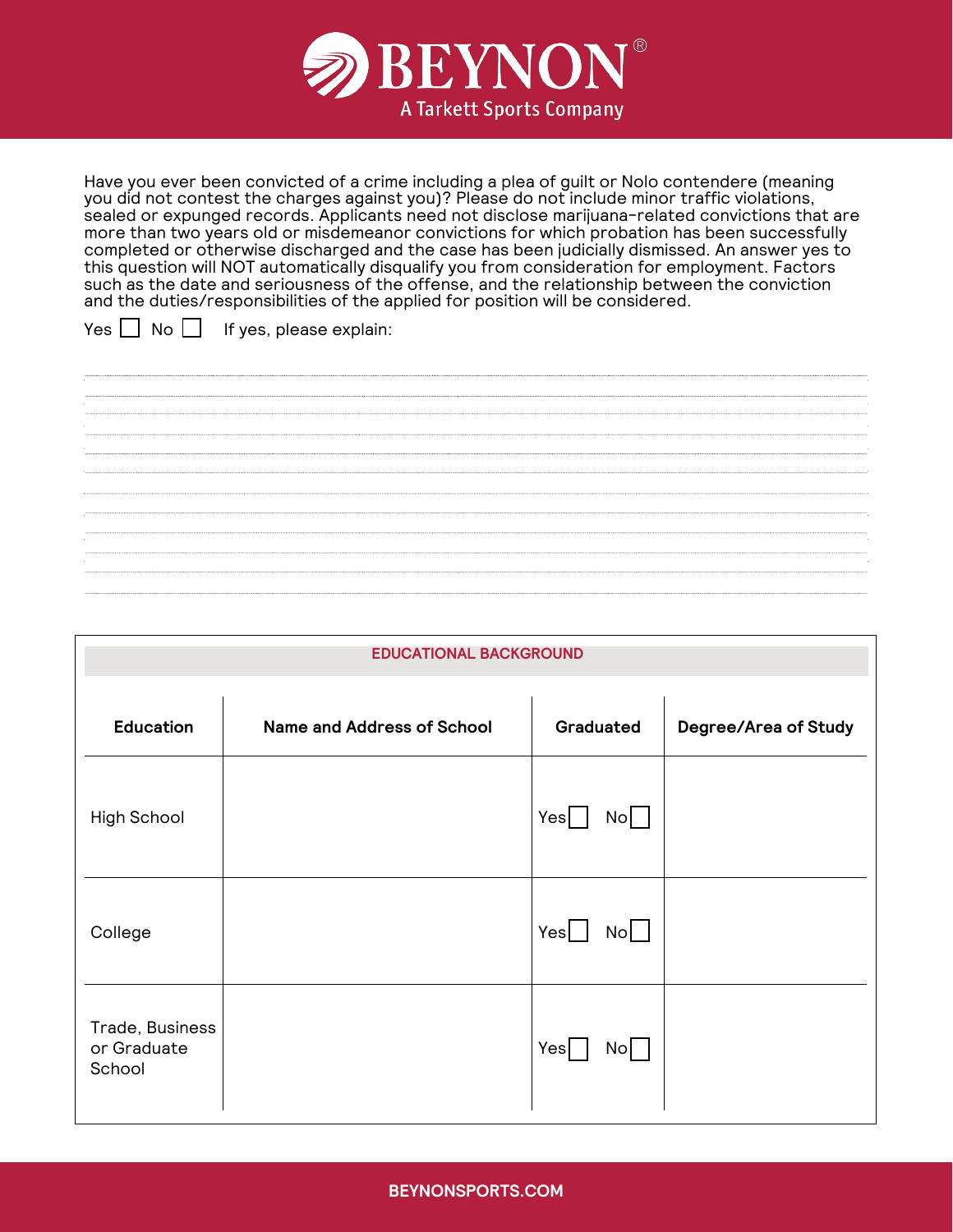Have you ever been convicted of a crime including a plea of guilt or Nolo contendere (meaning you did not contest the charges against you)? Please do not include minor traffic violations, sealed or expunged records. Applicants need not disclose marijuana-related convictions that are more than two years old or misdemeanor convictions for which probation has been successfully completed or otherwise discharged and the case has been judicially dismissed. An answer yes to this question will NOT automatically disqualify you from consideration for employment. Factors such as the date and seriousness of the offense, and the relationship between the conviction and the duties/responsibilities of the applied for position will be considered.

Yes ☐ No ☐ If yes, please explain:

______________________________________________________________________

______________________________________________________________________

______________________________________________________________________

______________________________________________________________________

______________________________________________________________________

______________________________________________________________________

______________________________________________________________________

______________________________________________________________________

______________________________________________________________________

______________________________________________________________________

## EDUCATIONAL BACKGROUND

| Education | Name and Address of School | Graduated | Degree/Area of Study |
|---|---|---|---|
| High School | | Yes ☐ No ☐ | |
| College | | Yes ☐ No ☐ | |
| Trade, Business or Graduate School | | Yes ☐ No ☐ | |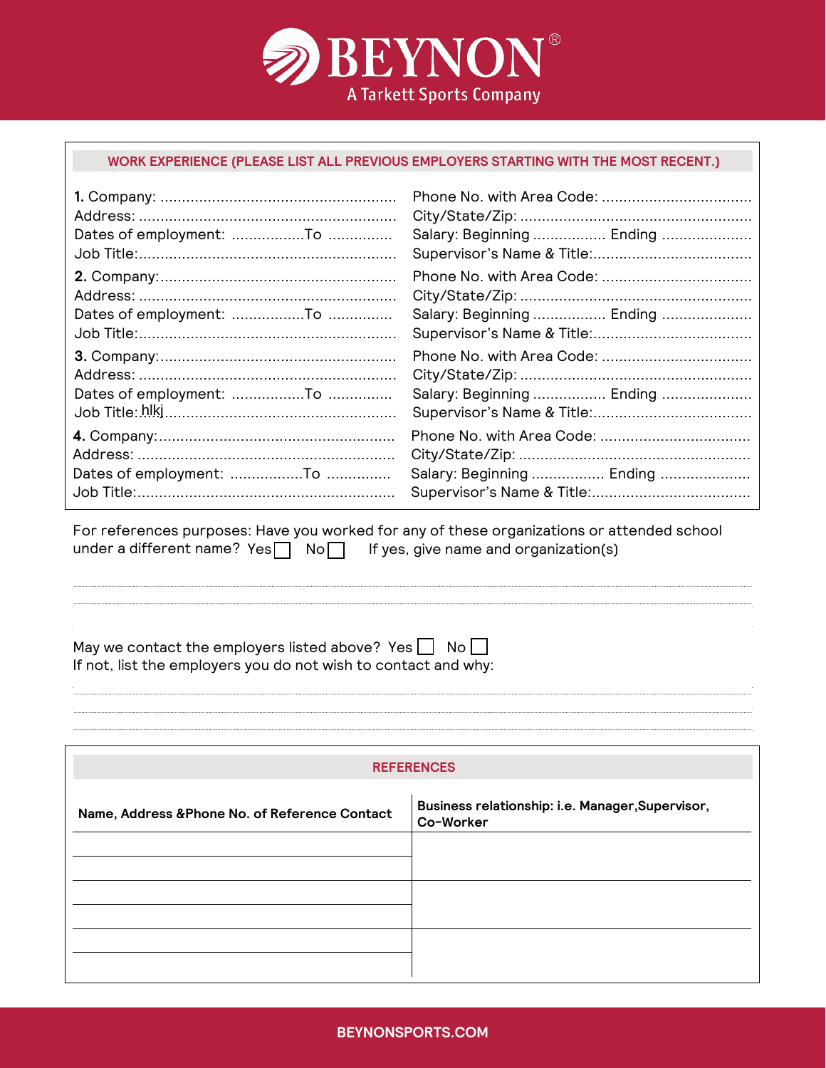# BEYNON®

A Tarkett Sports Company

## WORK EXPERIENCE (PLEASE LIST ALL PREVIOUS EMPLOYERS STARTING WITH THE MOST RECENT.)

**1.** Company: ........................................................
Address: ............................................................
Dates of employment: .................To ...............
Job Title:............................................................

Phone No. with Area Code: ...................................
City/State/Zip: ......................................................
Salary: Beginning ................. Ending .....................
Supervisor's Name & Title:.....................................

**2.** Company:........................................................
Address: ............................................................
Dates of employment: .................To ...............
Job Title:............................................................

Phone No. with Area Code: ...................................
City/State/Zip: ......................................................
Salary: Beginning ................. Ending .....................
Supervisor's Name & Title:.....................................

**3.** Company:........................................................
Address: ............................................................
Dates of employment: .................To ...............
Job Title: hlkj......................................................

Phone No. with Area Code: ...................................
City/State/Zip: ......................................................
Salary: Beginning ................. Ending .....................
Supervisor's Name & Title:.....................................

**4.** Company:........................................................
Address: ............................................................
Dates of employment: .................To ...............
Job Title:............................................................

Phone No. with Area Code: ...................................
City/State/Zip: ......................................................
Salary: Beginning ................. Ending .....................
Supervisor's Name & Title:.....................................

For references purposes: Have you worked for any of these organizations or attended school under a different name? Yes ☐ No ☐ If yes, give name and organization(s)

May we contact the employers listed above? Yes ☐ No ☐
If not, list the employers you do not wish to contact and why:

## REFERENCES

| Name, Address &Phone No. of Reference Contact | Business relationship: i.e. Manager,Supervisor, Co-Worker |
|---|---|
| | |
| | |
| | |
| | |
| | |
| | |

BEYNONSPORTS.COM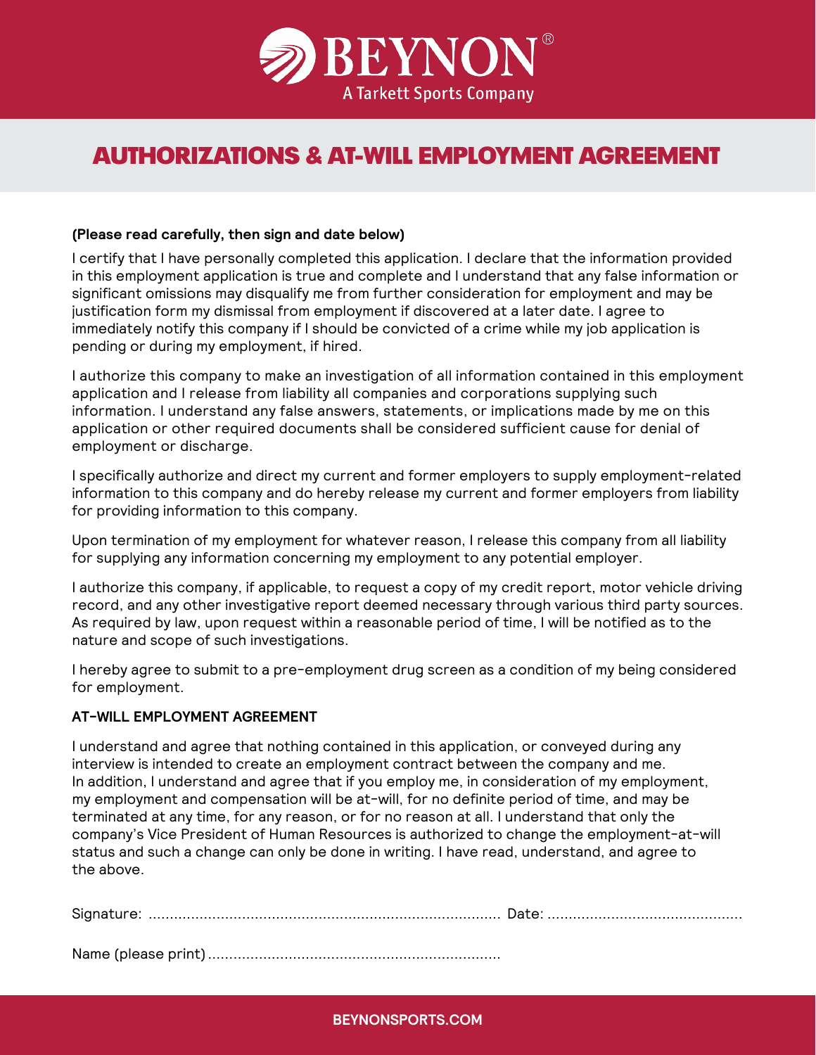# AUTHORIZATIONS & AT-WILL EMPLOYMENT AGREEMENT

**(Please read carefully, then sign and date below)**

I certify that I have personally completed this application. I declare that the information provided in this employment application is true and complete and I understand that any false information or significant omissions may disqualify me from further consideration for employment and may be justification form my dismissal from employment if discovered at a later date. I agree to immediately notify this company if I should be convicted of a crime while my job application is pending or during my employment, if hired.

I authorize this company to make an investigation of all information contained in this employment application and I release from liability all companies and corporations supplying such information. I understand any false answers, statements, or implications made by me on this application or other required documents shall be considered sufficient cause for denial of employment or discharge.

I specifically authorize and direct my current and former employers to supply employment-related information to this company and do hereby release my current and former employers from liability for providing information to this company.

Upon termination of my employment for whatever reason, I release this company from all liability for supplying any information concerning my employment to any potential employer.

I authorize this company, if applicable, to request a copy of my credit report, motor vehicle driving record, and any other investigative report deemed necessary through various third party sources. As required by law, upon request within a reasonable period of time, I will be notified as to the nature and scope of such investigations.

I hereby agree to submit to a pre-employment drug screen as a condition of my being considered for employment.

**AT-WILL EMPLOYMENT AGREEMENT**

I understand and agree that nothing contained in this application, or conveyed during any interview is intended to create an employment contract between the company and me. In addition, I understand and agree that if you employ me, in consideration of my employment, my employment and compensation will be at-will, for no definite period of time, and may be terminated at any time, for any reason, or for no reason at all. I understand that only the company's Vice President of Human Resources is authorized to change the employment-at-will status and such a change can only be done in writing. I have read, understand, and agree to the above.

Signature: .................................................................................. Date: .............................................

Name (please print) .....................................................................